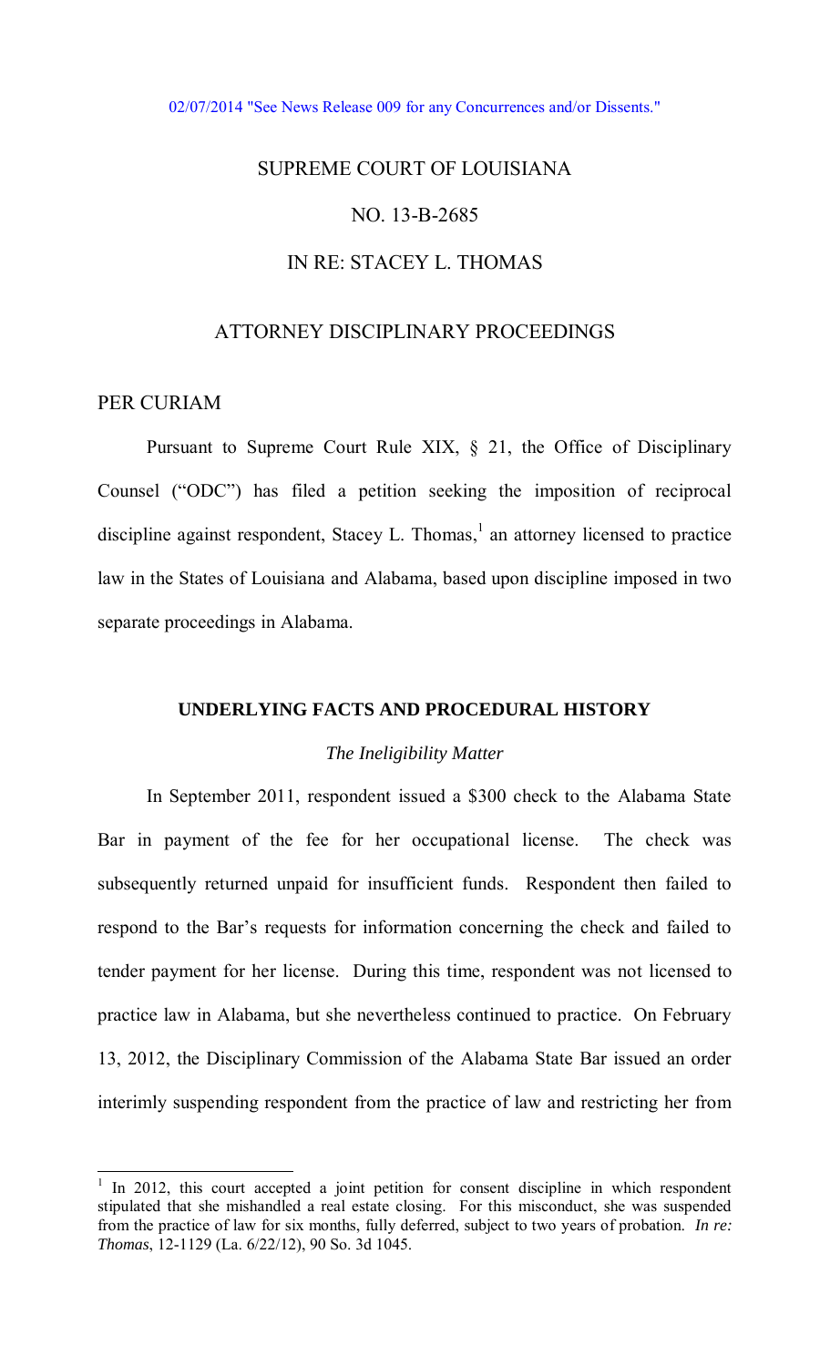02/07/2014 "See News Release 009 for any Concurrences and/or Dissents."

# SUPREME COURT OF LOUISIANA

## NO. 13-B-2685

## IN RE: STACEY L. THOMAS

## ATTORNEY DISCIPLINARY PROCEEDINGS

PER CURIAM

Pursuant to Supreme Court Rule XIX, § 21, the Office of Disciplinary Counsel ("ODC") has filed a petition seeking the imposition of reciprocal discipline against respondent, Stacey L. Thomas,[1] an attorney licensed to practice law in the States of Louisiana and Alabama, based upon discipline imposed in two separate proceedings in Alabama.

### UNDERLYING FACTS AND PROCEDURAL HISTORY

#### *The Ineligibility Matter*

In September 2011, respondent issued a $300 check to the Alabama State Bar in payment of the fee for her occupational license. The check was subsequently returned unpaid for insufficient funds. Respondent then failed to respond to the Bar's requests for information concerning the check and failed to tender payment for her license. During this time, respondent was not licensed to practice law in Alabama, but she nevertheless continued to practice. On February 13, 2012, the Disciplinary Commission of the Alabama State Bar issued an order interimly suspending respondent from the practice of law and restricting her from

[1] In 2012, this court accepted a joint petition for consent discipline in which respondent stipulated that she mishandled a real estate closing. For this misconduct, she was suspended from the practice of law for six months, fully deferred, subject to two years of probation. *In re: Thomas*, 12-1129 (La. 6/22/12), 90 So. 3d 1045.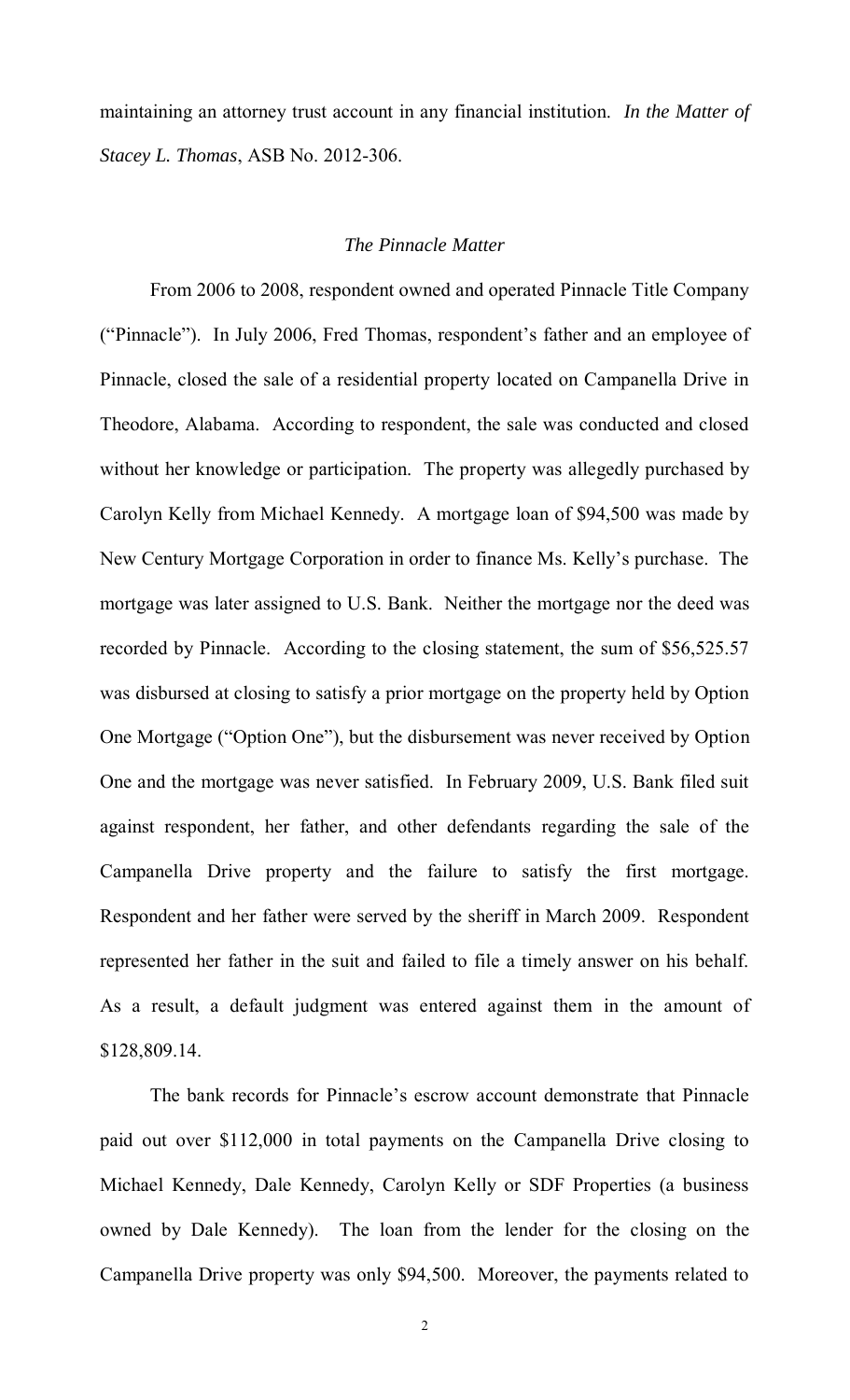maintaining an attorney trust account in any financial institution. *In the Matter of Stacey L. Thomas*, ASB No. 2012-306.

### *The Pinnacle Matter*

From 2006 to 2008, respondent owned and operated Pinnacle Title Company ("Pinnacle"). In July 2006, Fred Thomas, respondent's father and an employee of Pinnacle, closed the sale of a residential property located on Campanella Drive in Theodore, Alabama. According to respondent, the sale was conducted and closed without her knowledge or participation. The property was allegedly purchased by Carolyn Kelly from Michael Kennedy. A mortgage loan of $94,500 was made by New Century Mortgage Corporation in order to finance Ms. Kelly's purchase. The mortgage was later assigned to U.S. Bank. Neither the mortgage nor the deed was recorded by Pinnacle. According to the closing statement, the sum of $56,525.57 was disbursed at closing to satisfy a prior mortgage on the property held by Option One Mortgage ("Option One"), but the disbursement was never received by Option One and the mortgage was never satisfied. In February 2009, U.S. Bank filed suit against respondent, her father, and other defendants regarding the sale of the Campanella Drive property and the failure to satisfy the first mortgage. Respondent and her father were served by the sheriff in March 2009. Respondent represented her father in the suit and failed to file a timely answer on his behalf. As a result, a default judgment was entered against them in the amount of $128,809.14.

The bank records for Pinnacle's escrow account demonstrate that Pinnacle paid out over $112,000 in total payments on the Campanella Drive closing to Michael Kennedy, Dale Kennedy, Carolyn Kelly or SDF Properties (a business owned by Dale Kennedy). The loan from the lender for the closing on the Campanella Drive property was only $94,500. Moreover, the payments related to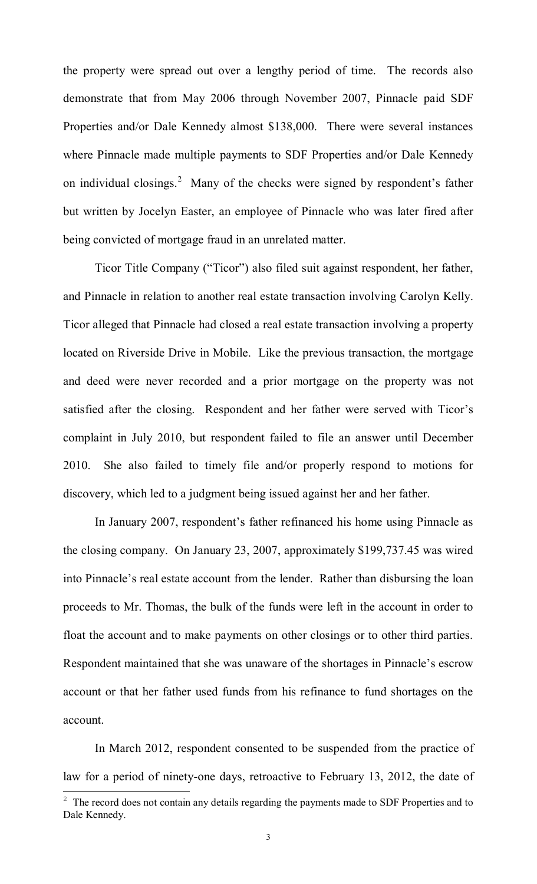the property were spread out over a lengthy period of time. The records also demonstrate that from May 2006 through November 2007, Pinnacle paid SDF Properties and/or Dale Kennedy almost $138,000. There were several instances where Pinnacle made multiple payments to SDF Properties and/or Dale Kennedy on individual closings.[2] Many of the checks were signed by respondent's father but written by Jocelyn Easter, an employee of Pinnacle who was later fired after being convicted of mortgage fraud in an unrelated matter.

Ticor Title Company ("Ticor") also filed suit against respondent, her father, and Pinnacle in relation to another real estate transaction involving Carolyn Kelly. Ticor alleged that Pinnacle had closed a real estate transaction involving a property located on Riverside Drive in Mobile. Like the previous transaction, the mortgage and deed were never recorded and a prior mortgage on the property was not satisfied after the closing. Respondent and her father were served with Ticor's complaint in July 2010, but respondent failed to file an answer until December 2010. She also failed to timely file and/or properly respond to motions for discovery, which led to a judgment being issued against her and her father.

In January 2007, respondent's father refinanced his home using Pinnacle as the closing company. On January 23, 2007, approximately $199,737.45 was wired into Pinnacle's real estate account from the lender. Rather than disbursing the loan proceeds to Mr. Thomas, the bulk of the funds were left in the account in order to float the account and to make payments on other closings or to other third parties. Respondent maintained that she was unaware of the shortages in Pinnacle's escrow account or that her father used funds from his refinance to fund shortages on the account.

In March 2012, respondent consented to be suspended from the practice of law for a period of ninety-one days, retroactive to February 13, 2012, the date of

---

[2] The record does not contain any details regarding the payments made to SDF Properties and to Dale Kennedy.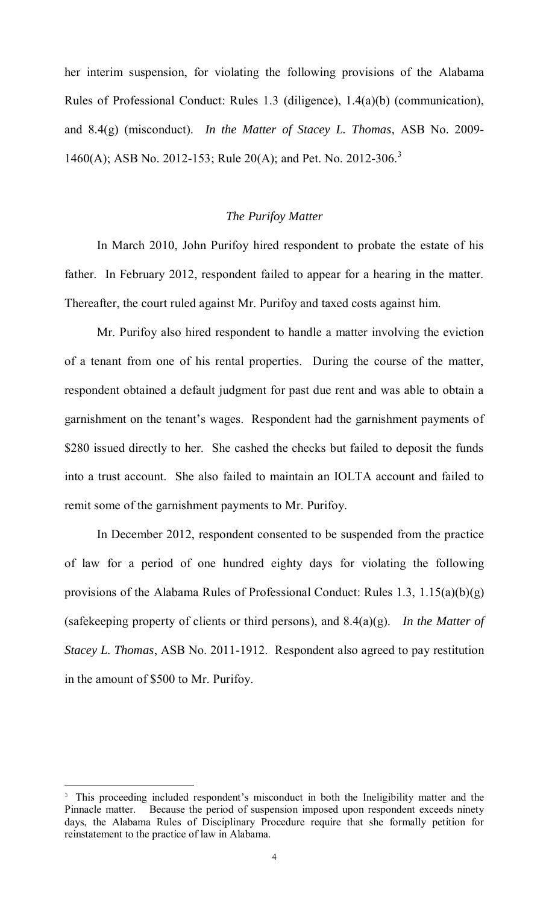her interim suspension, for violating the following provisions of the Alabama Rules of Professional Conduct: Rules 1.3 (diligence), 1.4(a)(b) (communication), and 8.4(g) (misconduct). *In the Matter of Stacey L. Thomas*, ASB No. 2009-1460(A); ASB No. 2012-153; Rule 20(A); and Pet. No. 2012-306.[3]

## *The Purifoy Matter*

In March 2010, John Purifoy hired respondent to probate the estate of his father. In February 2012, respondent failed to appear for a hearing in the matter. Thereafter, the court ruled against Mr. Purifoy and taxed costs against him.

Mr. Purifoy also hired respondent to handle a matter involving the eviction of a tenant from one of his rental properties. During the course of the matter, respondent obtained a default judgment for past due rent and was able to obtain a garnishment on the tenant's wages. Respondent had the garnishment payments of $280 issued directly to her. She cashed the checks but failed to deposit the funds into a trust account. She also failed to maintain an IOLTA account and failed to remit some of the garnishment payments to Mr. Purifoy.

In December 2012, respondent consented to be suspended from the practice of law for a period of one hundred eighty days for violating the following provisions of the Alabama Rules of Professional Conduct: Rules 1.3, 1.15(a)(b)(g) (safekeeping property of clients or third persons), and 8.4(a)(g). *In the Matter of Stacey L. Thomas*, ASB No. 2011-1912. Respondent also agreed to pay restitution in the amount of $500 to Mr. Purifoy.

[3] This proceeding included respondent's misconduct in both the Ineligibility matter and the Pinnacle matter. Because the period of suspension imposed upon respondent exceeds ninety days, the Alabama Rules of Disciplinary Procedure require that she formally petition for reinstatement to the practice of law in Alabama.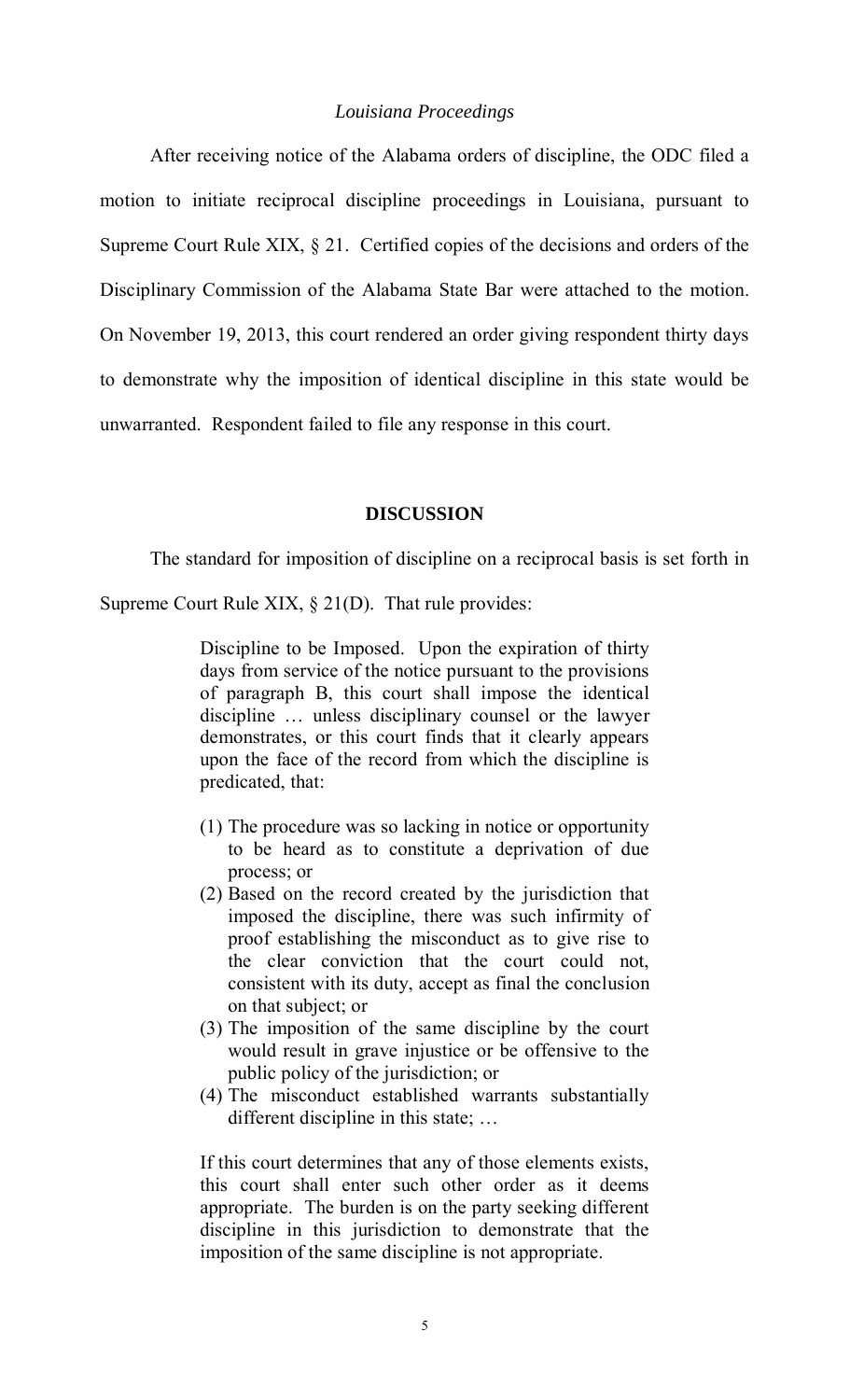*Louisiana Proceedings*

After receiving notice of the Alabama orders of discipline, the ODC filed a motion to initiate reciprocal discipline proceedings in Louisiana, pursuant to Supreme Court Rule XIX, § 21. Certified copies of the decisions and orders of the Disciplinary Commission of the Alabama State Bar were attached to the motion. On November 19, 2013, this court rendered an order giving respondent thirty days to demonstrate why the imposition of identical discipline in this state would be unwarranted. Respondent failed to file any response in this court.

## DISCUSSION

The standard for imposition of discipline on a reciprocal basis is set forth in Supreme Court Rule XIX, § 21(D). That rule provides:

> Discipline to be Imposed. Upon the expiration of thirty days from service of the notice pursuant to the provisions of paragraph B, this court shall impose the identical discipline … unless disciplinary counsel or the lawyer demonstrates, or this court finds that it clearly appears upon the face of the record from which the discipline is predicated, that:
>
> (1) The procedure was so lacking in notice or opportunity to be heard as to constitute a deprivation of due process; or
> (2) Based on the record created by the jurisdiction that imposed the discipline, there was such infirmity of proof establishing the misconduct as to give rise to the clear conviction that the court could not, consistent with its duty, accept as final the conclusion on that subject; or
> (3) The imposition of the same discipline by the court would result in grave injustice or be offensive to the public policy of the jurisdiction; or
> (4) The misconduct established warrants substantially different discipline in this state; …
>
> If this court determines that any of those elements exists, this court shall enter such other order as it deems appropriate. The burden is on the party seeking different discipline in this jurisdiction to demonstrate that the imposition of the same discipline is not appropriate.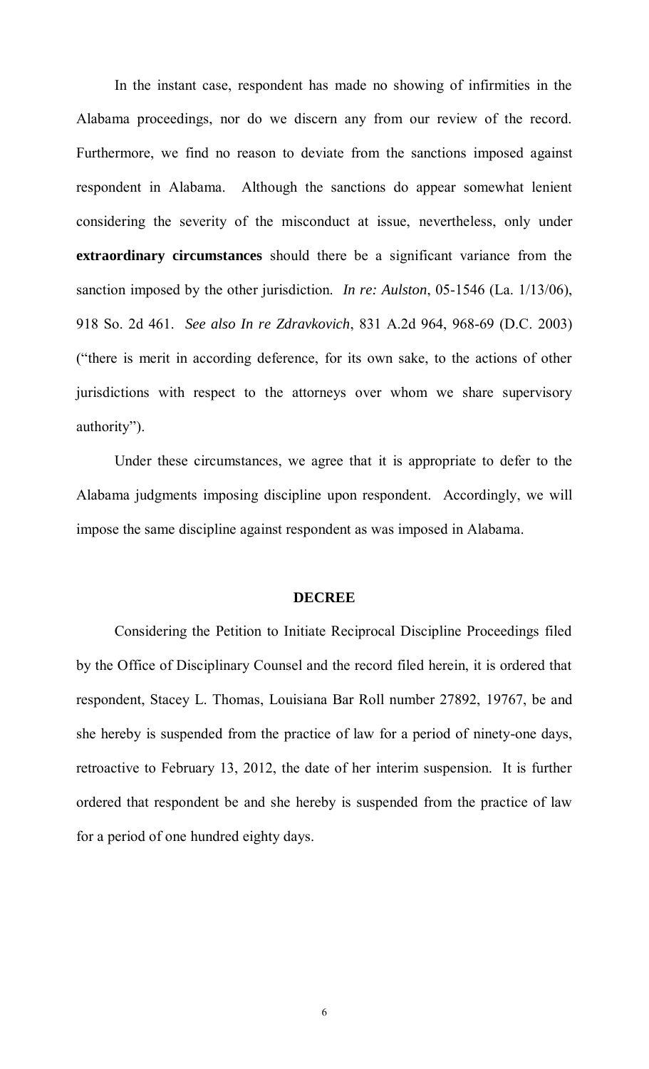In the instant case, respondent has made no showing of infirmities in the Alabama proceedings, nor do we discern any from our review of the record. Furthermore, we find no reason to deviate from the sanctions imposed against respondent in Alabama. Although the sanctions do appear somewhat lenient considering the severity of the misconduct at issue, nevertheless, only under **extraordinary circumstances** should there be a significant variance from the sanction imposed by the other jurisdiction. *In re: Aulston*, 05-1546 (La. 1/13/06), 918 So. 2d 461. *See also In re Zdravkovich*, 831 A.2d 964, 968-69 (D.C. 2003) ("there is merit in according deference, for its own sake, to the actions of other jurisdictions with respect to the attorneys over whom we share supervisory authority").

Under these circumstances, we agree that it is appropriate to defer to the Alabama judgments imposing discipline upon respondent. Accordingly, we will impose the same discipline against respondent as was imposed in Alabama.

## DECREE

Considering the Petition to Initiate Reciprocal Discipline Proceedings filed by the Office of Disciplinary Counsel and the record filed herein, it is ordered that respondent, Stacey L. Thomas, Louisiana Bar Roll number 27892, 19767, be and she hereby is suspended from the practice of law for a period of ninety-one days, retroactive to February 13, 2012, the date of her interim suspension. It is further ordered that respondent be and she hereby is suspended from the practice of law for a period of one hundred eighty days.